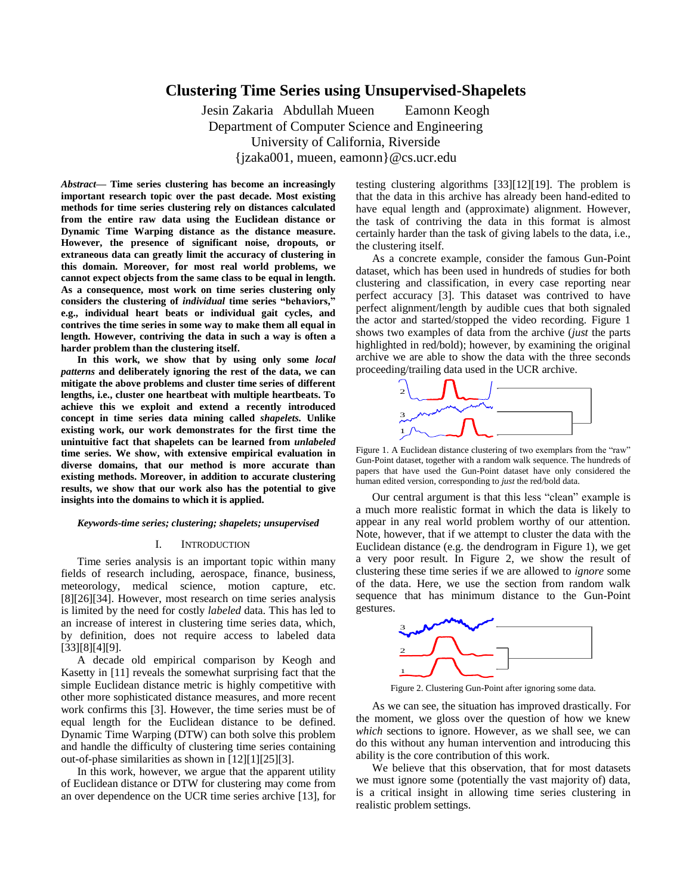# Clustering Time Series using Unsupervised-Shapelets

Jesin Zakaria Abdullah Mueen Eamonn Keogh
Department of Computer Science and Engineering
University of California, Riverside
{jzaka001, mueen, eamonn}@cs.ucr.edu

***Abstract*— Time series clustering has become an increasingly important research topic over the past decade. Most existing methods for time series clustering rely on distances calculated from the entire raw data using the Euclidean distance or Dynamic Time Warping distance as the distance measure. However, the presence of significant noise, dropouts, or extraneous data can greatly limit the accuracy of clustering in this domain. Moreover, for most real world problems, we cannot expect objects from the same class to be equal in length. As a consequence, most work on time series clustering only considers the clustering of *individual* time series "behaviors," e.g., individual heart beats or individual gait cycles, and contrives the time series in some way to make them all equal in length. However, contriving the data in such a way is often a harder problem than the clustering itself.**

**In this work, we show that by using only some *local patterns* and deliberately ignoring the rest of the data, we can mitigate the above problems and cluster time series of different lengths, i.e., cluster one heartbeat with multiple heartbeats. To achieve this we exploit and extend a recently introduced concept in time series data mining called *shapelets.* Unlike existing work, our work demonstrates for the first time the unintuitive fact that shapelets can be learned from *unlabeled* time series. We show, with extensive empirical evaluation in diverse domains, that our method is more accurate than existing methods. Moreover, in addition to accurate clustering results, we show that our work also has the potential to give insights into the domains to which it is applied.**

***Keywords-time series; clustering; shapelets; unsupervised***

## I. Introduction

Time series analysis is an important topic within many fields of research including, aerospace, finance, business, meteorology, medical science, motion capture, etc. [8][26][34]. However, most research on time series analysis is limited by the need for costly *labeled* data. This has led to an increase of interest in clustering time series data, which, by definition, does not require access to labeled data [33][8][4][9].

A decade old empirical comparison by Keogh and Kasetty in [11] reveals the somewhat surprising fact that the simple Euclidean distance metric is highly competitive with other more sophisticated distance measures, and more recent work confirms this [3]. However, the time series must be of equal length for the Euclidean distance to be defined. Dynamic Time Warping (DTW) can both solve this problem and handle the difficulty of clustering time series containing out-of-phase similarities as shown in [12][1][25][3].

In this work, however, we argue that the apparent utility of Euclidean distance or DTW for clustering may come from an over dependence on the UCR time series archive [13], for testing clustering algorithms [33][12][19]. The problem is that the data in this archive has already been hand-edited to have equal length and (approximate) alignment. However, the task of contriving the data in this format is almost certainly harder than the task of giving labels to the data, i.e., the clustering itself.

As a concrete example, consider the famous Gun-Point dataset, which has been used in hundreds of studies for both clustering and classification, in every case reporting near perfect accuracy [3]. This dataset was contrived to have perfect alignment/length by audible cues that both signaled the actor and started/stopped the video recording. Figure 1 shows two examples of data from the archive (*just* the parts highlighted in red/bold); however, by examining the original archive we are able to show the data with the three seconds proceeding/trailing data used in the UCR archive.

2
3
1

Figure 1. A Euclidean distance clustering of two exemplars from the "raw" Gun-Point dataset, together with a random walk sequence. The hundreds of papers that have used the Gun-Point dataset have only considered the human edited version, corresponding to *just* the red/bold data.

Our central argument is that this less "clean" example is a much more realistic format in which the data is likely to appear in any real world problem worthy of our attention. Note, however, that if we attempt to cluster the data with the Euclidean distance (e.g. the dendrogram in Figure 1), we get a very poor result. In Figure 2, we show the result of clustering these time series if we are allowed to *ignore* some of the data. Here, we use the section from random walk sequence that has minimum distance to the Gun-Point gestures.

3
2
1

Figure 2. Clustering Gun-Point after ignoring some data.

As we can see, the situation has improved drastically. For the moment, we gloss over the question of how we knew *which* sections to ignore. However, as we shall see, we can do this without any human intervention and introducing this ability is the core contribution of this work.

We believe that this observation, that for most datasets we must ignore some (potentially the vast majority of) data, is a critical insight in allowing time series clustering in realistic problem settings.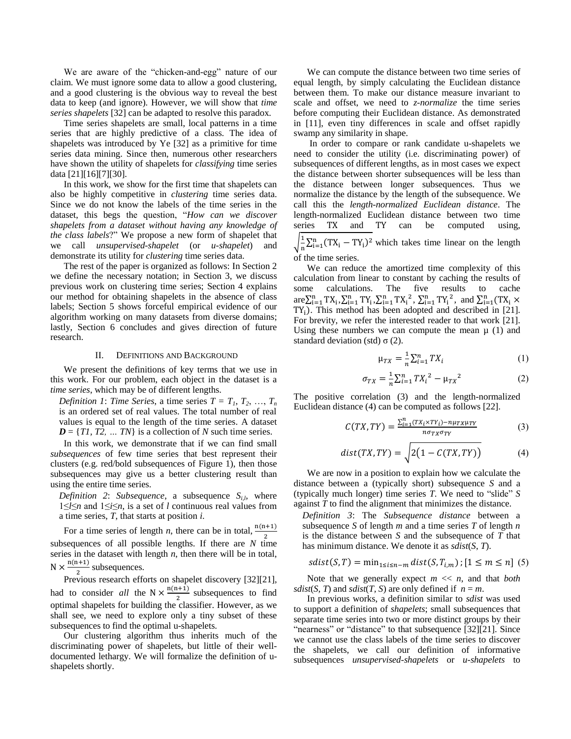We are aware of the "chicken-and-egg" nature of our claim. We must ignore some data to allow a good clustering, and a good clustering is the obvious way to reveal the best data to keep (and ignore). However, we will show that *time series shapelets* [32] can be adapted to resolve this paradox.

Time series shapelets are small, local patterns in a time series that are highly predictive of a class. The idea of shapelets was introduced by Ye [32] as a primitive for time series data mining. Since then, numerous other researchers have shown the utility of shapelets for *classifying* time series data [21][16][7][30].

In this work, we show for the first time that shapelets can also be highly competitive in *clustering* time series data. Since we do not know the labels of the time series in the dataset, this begs the question, "*How can we discover shapelets from a dataset without having any knowledge of the class labels*?" We propose a new form of shapelet that we call *unsupervised-shapelet* (or *u-shapelet*) and demonstrate its utility for *clustering* time series data.

The rest of the paper is organized as follows: In Section 2 we define the necessary notation; in Section 3, we discuss previous work on clustering time series; Section 4 explains our method for obtaining shapelets in the absence of class labels; Section 5 shows forceful empirical evidence of our algorithm working on many datasets from diverse domains; lastly, Section 6 concludes and gives direction of future research.

## II. Definitions and Background

We present the definitions of key terms that we use in this work. For our problem, each object in the dataset is a *time series*, which may be of different lengths.

*Definition 1*: *Time Series*, a time series $T = T_1, T_2, \ldots, T_n$ is an ordered set of real values. The total number of real values is equal to the length of the time series. A dataset $\boldsymbol{D} = \{T1, T2, \ldots TN\}$ is a collection of $N$ such time series.

In this work, we demonstrate that if we can find small *subsequences* of few time series that best represent their clusters (e.g. red/bold subsequences of Figure 1), then those subsequences may give us a better clustering result than using the entire time series.

*Definition 2*: *Subsequence*, a subsequence $S_{i,l}$, where $1 \leq l \leq n$ and $1 \leq i \leq n$, is a set of $l$ continuous real values from a time series, $T$, that starts at position $i$.

For a time series of length $n$, there can be in total, $\frac{n(n+1)}{2}$ subsequences of all possible lengths. If there are $N$ time series in the dataset with length $n$, then there will be in total, $N \times \frac{n(n+1)}{2}$ subsequences.

Previous research efforts on shapelet discovery [32][21], had to consider *all* the $N \times \frac{n(n+1)}{2}$ subsequences to find optimal shapelets for building the classifier. However, as we shall see, we need to explore only a tiny subset of these subsequences to find the optimal u-shapelets.

Our clustering algorithm thus inherits much of the discriminating power of shapelets, but little of their well-documented lethargy. We will formalize the definition of u-shapelets shortly.

We can compute the distance between two time series of equal length, by simply calculating the Euclidean distance between them. To make our distance measure invariant to scale and offset, we need to *z-normalize* the time series before computing their Euclidean distance. As demonstrated in [11], even tiny differences in scale and offset rapidly swamp any similarity in shape.

In order to compare or rank candidate u-shapelets we need to consider the utility (i.e. discriminating power) of subsequences of different lengths, as in most cases we expect the distance between shorter subsequences will be less than the distance between longer subsequences. Thus we normalize the distance by the length of the subsequence. We call this the *length-normalized Euclidean distance*. The length-normalized Euclidean distance between two time series TX and TY can be computed using, $\sqrt{\frac{1}{n}\sum_{i=1}^{n}(TX_i - TY_i)^2}$ which takes time linear on the length of the time series.

We can reduce the amortized time complexity of this calculation from linear to constant by caching the results of some calculations. The five results to cache are $\sum_{i=1}^{n} TX_i$, $\sum_{i=1}^{n} TY_i$, $\sum_{i=1}^{n} TX_i^2$, $\sum_{i=1}^{n} TY_i^2$, and $\sum_{i=1}^{n}(TX_i \times TY_i)$. This method has been adopted and described in [21]. For brevity, we refer the interested reader to that work [21]. Using these numbers we can compute the mean μ (1) and standard deviation (std) σ (2).

$$\mu_{TX} = \frac{1}{n}\sum_{i=1}^{n} TX_i \quad (1)$$

$$\sigma_{TX} = \frac{1}{n}\sum_{i=1}^{n} {TX_i}^2 - {\mu_{TX}}^2 \quad (2)$$

The positive correlation (3) and the length-normalized Euclidean distance (4) can be computed as follows [22].

$$C(TX, TY) = \frac{\sum_{i=1}^{n}(TX_i \times TY_i) - n\mu_{TX}\mu_{TY}}{n\sigma_{TX}\sigma_{TY}} \quad (3)$$

$$dist(TX, TY) = \sqrt{2\big(1 - C(TX, TY)\big)} \quad (4)$$

We are now in a position to explain how we calculate the distance between a (typically short) subsequence $S$ and a (typically much longer) time series $T$. We need to "slide" $S$ against $T$ to find the alignment that minimizes the distance.

*Definition 3*: The *Subsequence distance* between a subsequence $S$ of length $m$ and a time series $T$ of length $n$ is the distance between $S$ and the subsequence of $T$ that has minimum distance. We denote it as *sdist*($S$, $T$).

$$sdist(S, T) = \min_{1 \leq i \leq n-m} dist(S, T_{i,m})\,; [1 \leq m \leq n] \quad (5)$$

Note that we generally expect $m \ll n$, and that *both* *sdist*($S$, $T$) and *sdist*($T$, $S$) are only defined if $n = m$.

In previous works, a definition similar to *sdist* was used to support a definition of *shapelets*; small subsequences that separate time series into two or more distinct groups by their "nearness" or "distance" to that subsequence [32][21]. Since we cannot use the class labels of the time series to discover the shapelets, we call our definition of informative subsequences *unsupervised-shapelets* or *u-shapelets* to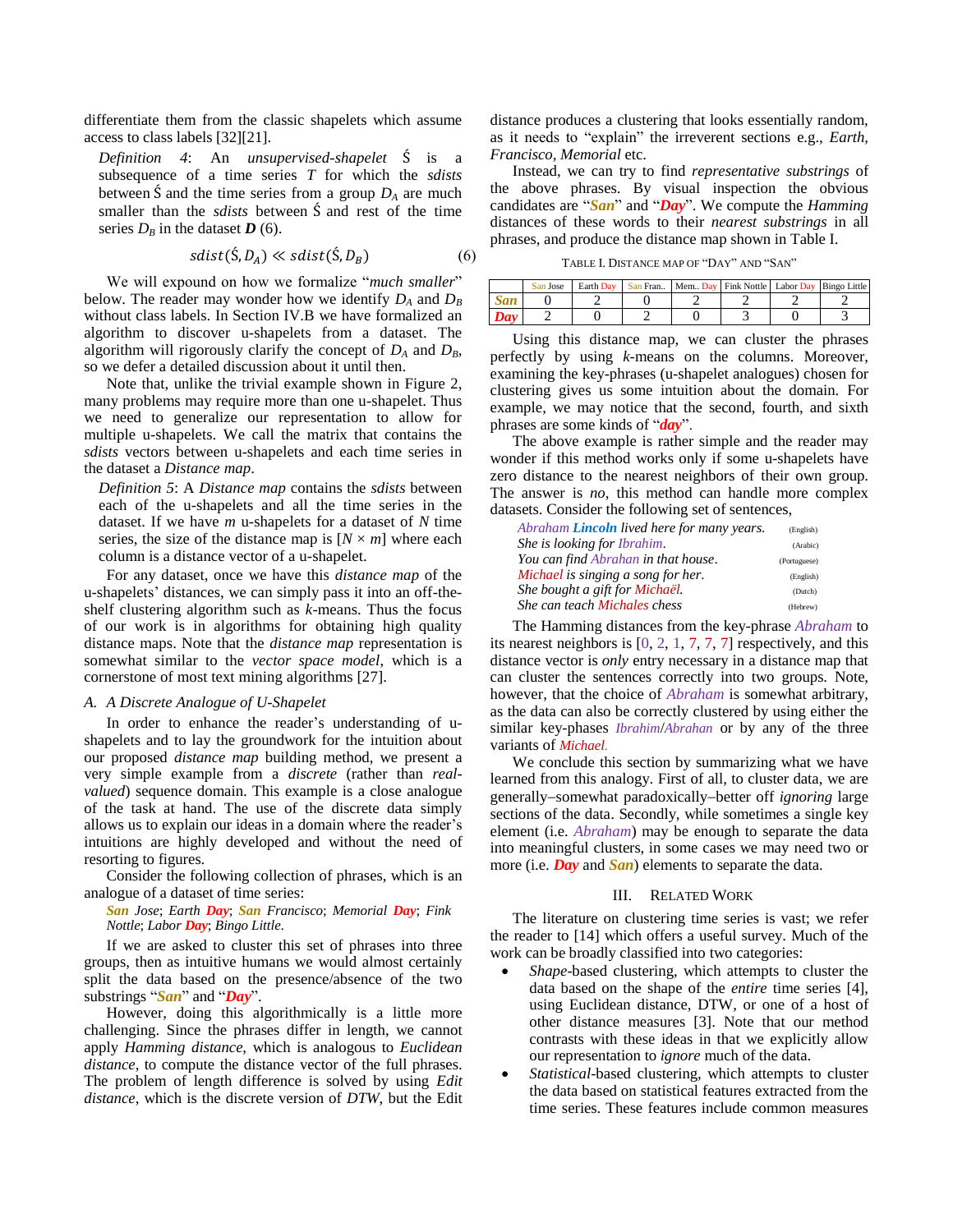differentiate them from the classic shapelets which assume access to class labels [32][21].

*Definition 4*: An *unsupervised-shapelet* $\acute{S}$ is a subsequence of a time series $T$ for which the *sdists* between $\acute{S}$ and the time series from a group $D_A$ are much smaller than the *sdists* between $\acute{S}$ and rest of the time series $D_B$ in the dataset $\boldsymbol{D}$ (6).

$$sdist(\acute{S}, D_A) \ll sdist(\acute{S}, D_B) \qquad (6)$$

We will expound on how we formalize "*much smaller*" below. The reader may wonder how we identify $D_A$ and $D_B$ without class labels. In Section IV.B we have formalized an algorithm to discover u-shapelets from a dataset. The algorithm will rigorously clarify the concept of $D_A$ and $D_B$, so we defer a detailed discussion about it until then.

Note that, unlike the trivial example shown in Figure 2, many problems may require more than one u-shapelet. Thus we need to generalize our representation to allow for multiple u-shapelets. We call the matrix that contains the *sdists* vectors between u-shapelets and each time series in the dataset a *Distance map*.

*Definition 5*: A *Distance map* contains the *sdists* between each of the u-shapelets and all the time series in the dataset. If we have $m$ u-shapelets for a dataset of $N$ time series, the size of the distance map is $[N \times m]$ where each column is a distance vector of a u-shapelet.

For any dataset, once we have this *distance map* of the u-shapelets' distances, we can simply pass it into an off-the-shelf clustering algorithm such as *k*-means. Thus the focus of our work is in algorithms for obtaining high quality distance maps. Note that the *distance map* representation is somewhat similar to the *vector space model*, which is a cornerstone of most text mining algorithms [27].

### A. A Discrete Analogue of U-Shapelet

In order to enhance the reader's understanding of u-shapelets and to lay the groundwork for the intuition about our proposed *distance map* building method, we present a very simple example from a *discrete* (rather than *real-valued*) sequence domain. This example is a close analogue of the task at hand. The use of the discrete data simply allows us to explain our ideas in a domain where the reader's intuitions are highly developed and without the need of resorting to figures.

Consider the following collection of phrases, which is an analogue of a dataset of time series:

***San*** *Jose*; *Earth* ***Day***; ***San*** *Francisco*; *Memorial* ***Day***; *Fink Nottle*; *Labor* ***Day***; *Bingo Little*.

If we are asked to cluster this set of phrases into three groups, then as intuitive humans we would almost certainly split the data based on the presence/absence of the two substrings "***San***" and "***Day***".

However, doing this algorithmically is a little more challenging. Since the phrases differ in length, we cannot apply *Hamming distance*, which is analogous to *Euclidean distance*, to compute the distance vector of the full phrases. The problem of length difference is solved by using *Edit distance*, which is the discrete version of *DTW*, but the Edit distance produces a clustering that looks essentially random, as it needs to "explain" the irreverent sections e.g., *Earth, Francisco*, *Memorial* etc.

Instead, we can try to find *representative substrings* of the above phrases. By visual inspection the obvious candidates are "***San***" and "***Day***". We compute the *Hamming* distances of these words to their *nearest substrings* in all phrases, and produce the distance map shown in Table I.

TABLE I. DISTANCE MAP OF "DAY" AND "SAN"

| | San Jose | Earth Day | San Fran.. | Mem.. Day | Fink Nottle | Labor Day | Bingo Little |
|---|---|---|---|---|---|---|---|
| ***San*** | 0 | 2 | 0 | 2 | 2 | 2 | 2 |
| ***Day*** | 2 | 0 | 2 | 0 | 3 | 0 | 3 |

Using this distance map, we can cluster the phrases perfectly by using *k*-means on the columns. Moreover, examining the key-phrases (u-shapelet analogues) chosen for clustering gives us some intuition about the domain. For example, we may notice that the second, fourth, and sixth phrases are some kinds of "***day***".

The above example is rather simple and the reader may wonder if this method works only if some u-shapelets have zero distance to the nearest neighbors of their own group. The answer is *no*, this method can handle more complex datasets. Consider the following set of sentences,

*Abraham* **Lincoln** *lived here for many years.* (English)
*She is looking for Ibrahim.* (Arabic)
*You can find Abrahan in that house.* (Portuguese)
*Michael is singing a song for her.* (English)
*She bought a gift for Michaël.* (Dutch)
*She can teach Michales chess* (Hebrew)

The Hamming distances from the key-phrase *Abraham* to its nearest neighbors is [0, 2, 1, 7, 7, 7] respectively, and this distance vector is *only* entry necessary in a distance map that can cluster the sentences correctly into two groups. Note, however, that the choice of *Abraham* is somewhat arbitrary, as the data can also be correctly clustered by using either the similar key-phases *Ibrahim*/*Abrahan* or by any of the three variants of *Michael*.

We conclude this section by summarizing what we have learned from this analogy. First of all, to cluster data, we are generally–somewhat paradoxically–better off *ignoring* large sections of the data. Secondly, while sometimes a single key element (i.e. *Abraham*) may be enough to separate the data into meaningful clusters, in some cases we may need two or more (i.e. ***Day*** and ***San***) elements to separate the data.

## III. Related Work

The literature on clustering time series is vast; we refer the reader to [14] which offers a useful survey. Much of the work can be broadly classified into two categories:

- *Shape*-based clustering, which attempts to cluster the data based on the shape of the *entire* time series [4], using Euclidean distance, DTW, or one of a host of other distance measures [3]. Note that our method contrasts with these ideas in that we explicitly allow our representation to *ignore* much of the data.
- *Statistical*-based clustering, which attempts to cluster the data based on statistical features extracted from the time series. These features include common measures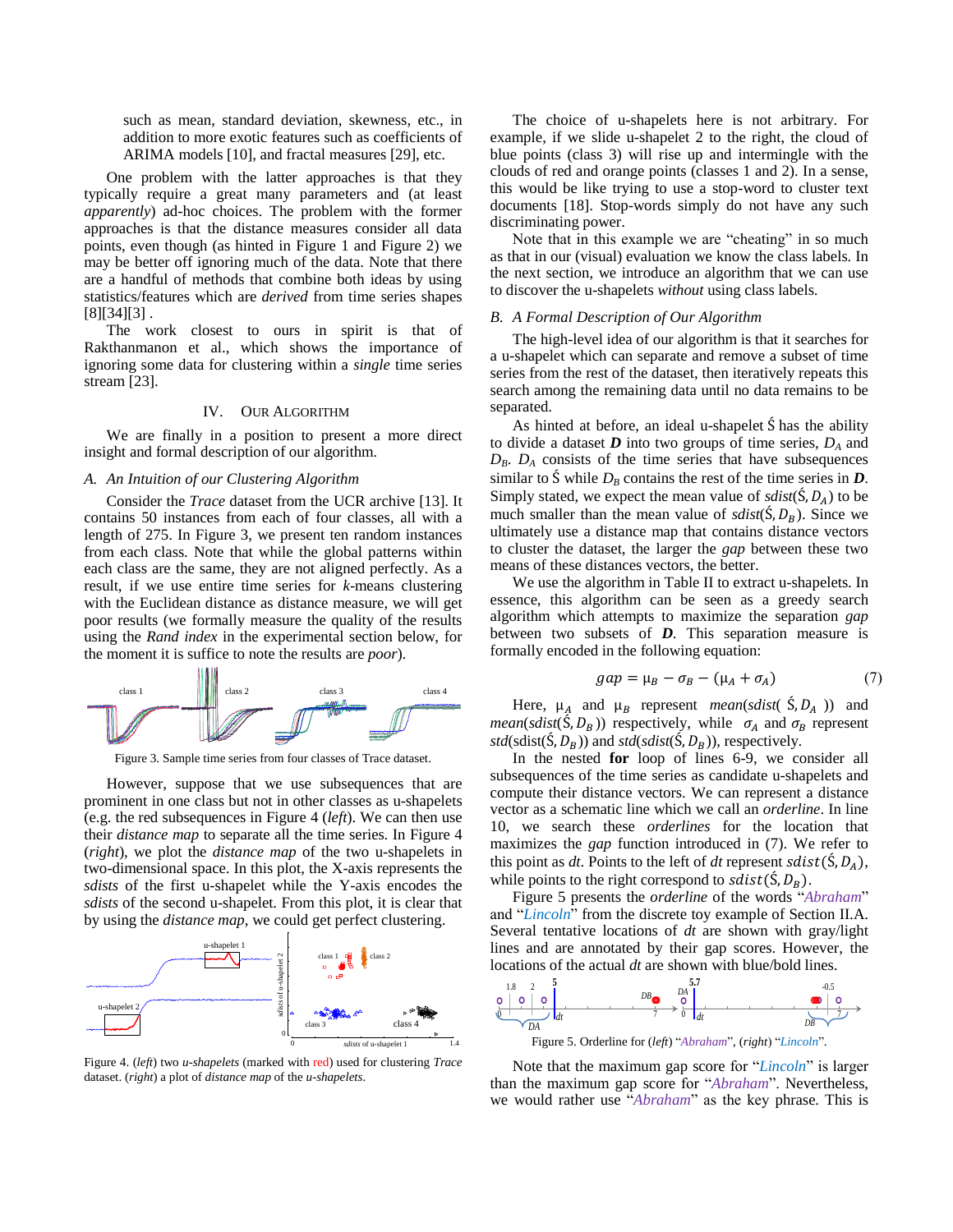such as mean, standard deviation, skewness, etc., in addition to more exotic features such as coefficients of ARIMA models [10], and fractal measures [29], etc.

One problem with the latter approaches is that they typically require a great many parameters and (at least *apparently*) ad-hoc choices. The problem with the former approaches is that the distance measures consider all data points, even though (as hinted in Figure 1 and Figure 2) we may be better off ignoring much of the data. Note that there are a handful of methods that combine both ideas by using statistics/features which are *derived* from time series shapes [8][34][3] .

The work closest to ours in spirit is that of Rakthanmanon et al., which shows the importance of ignoring some data for clustering within a *single* time series stream [23].

## IV. Our Algorithm

We are finally in a position to present a more direct insight and formal description of our algorithm.

### A. An Intuition of our Clustering Algorithm

Consider the *Trace* dataset from the UCR archive [13]. It contains 50 instances from each of four classes, all with a length of 275. In Figure 3, we present ten random instances from each class. Note that while the global patterns within each class are the same, they are not aligned perfectly. As a result, if we use entire time series for *k*-means clustering with the Euclidean distance as distance measure, we will get poor results (we formally measure the quality of the results using the *Rand index* in the experimental section below, for the moment it is suffice to note the results are *poor*).

Figure 3. Sample time series from four classes of Trace dataset.

However, suppose that we use subsequences that are prominent in one class but not in other classes as u-shapelets (e.g. the red subsequences in Figure 4 (*left*). We can then use their *distance map* to separate all the time series. In Figure 4 (*right*), we plot the *distance map* of the two u-shapelets in two-dimensional space. In this plot, the X-axis represents the *sdists* of the first u-shapelet while the Y-axis encodes the *sdists* of the second u-shapelet. From this plot, it is clear that by using the *distance map*, we could get perfect clustering.

Figure 4. (*left*) two *u-shapelets* (marked with red) used for clustering *Trace* dataset. (*right*) a plot of *distance map* of the *u-shapelets*.

The choice of u-shapelets here is not arbitrary. For example, if we slide u-shapelet 2 to the right, the cloud of blue points (class 3) will rise up and intermingle with the clouds of red and orange points (classes 1 and 2). In a sense, this would be like trying to use a stop-word to cluster text documents [18]. Stop-words simply do not have any such discriminating power.

Note that in this example we are "cheating" in so much as that in our (visual) evaluation we know the class labels. In the next section, we introduce an algorithm that we can use to discover the u-shapelets *without* using class labels.

### B. A Formal Description of Our Algorithm

The high-level idea of our algorithm is that it searches for a u-shapelet which can separate and remove a subset of time series from the rest of the dataset, then iteratively repeats this search among the remaining data until no data remains to be separated.

As hinted at before, an ideal u-shapelet $\acute{S}$ has the ability to divide a dataset $\boldsymbol{D}$ into two groups of time series, $D_A$ and $D_B$. $D_A$ consists of the time series that have subsequences similar to $\acute{S}$ while $D_B$ contains the rest of the time series in $\boldsymbol{D}$. Simply stated, we expect the mean value of $sdist(\acute{S}, D_A)$ to be much smaller than the mean value of $sdist(\acute{S}, D_B)$. Since we ultimately use a distance map that contains distance vectors to cluster the dataset, the larger the *gap* between these two means of these distances vectors, the better.

We use the algorithm in Table II to extract u-shapelets. In essence, this algorithm can be seen as a greedy search algorithm which attempts to maximize the separation *gap* between two subsets of $\boldsymbol{D}$. This separation measure is formally encoded in the following equation:

$$gap = \mu_B - \sigma_B - (\mu_A + \sigma_A) \tag{7}$$

Here, $\mu_A$ and $\mu_B$ represent *mean*(*sdist*( $\acute{S}, D_A$ )) and *mean*(*sdist*($\acute{S}, D_B$)) respectively, while $\sigma_A$ and $\sigma_B$ represent *std*(sdist($\acute{S}, D_B$)) and *std*(*sdist*($\acute{S}, D_B$)), respectively.

In the nested **for** loop of lines 6-9, we consider all subsequences of the time series as candidate u-shapelets and compute their distance vectors. We can represent a distance vector as a schematic line which we call an *orderline*. In line 10, we search these *orderlines* for the location that maximizes the *gap* function introduced in (7). We refer to this point as *dt*. Points to the left of *dt* represent $sdist(\acute{S}, D_A)$, while points to the right correspond to $sdist(\acute{S}, D_B)$.

Figure 5 presents the *orderline* of the words "*Abraham*" and "*Lincoln*" from the discrete toy example of Section II.A. Several tentative locations of *dt* are shown with gray/light lines and are annotated by their gap scores. However, the locations of the actual *dt* are shown with blue/bold lines.

Figure 5. Orderline for (*left*) "*Abraham*", (*right*) "*Lincoln*".

Note that the maximum gap score for "*Lincoln*" is larger than the maximum gap score for "*Abraham*". Nevertheless, we would rather use "*Abraham*" as the key phrase. This is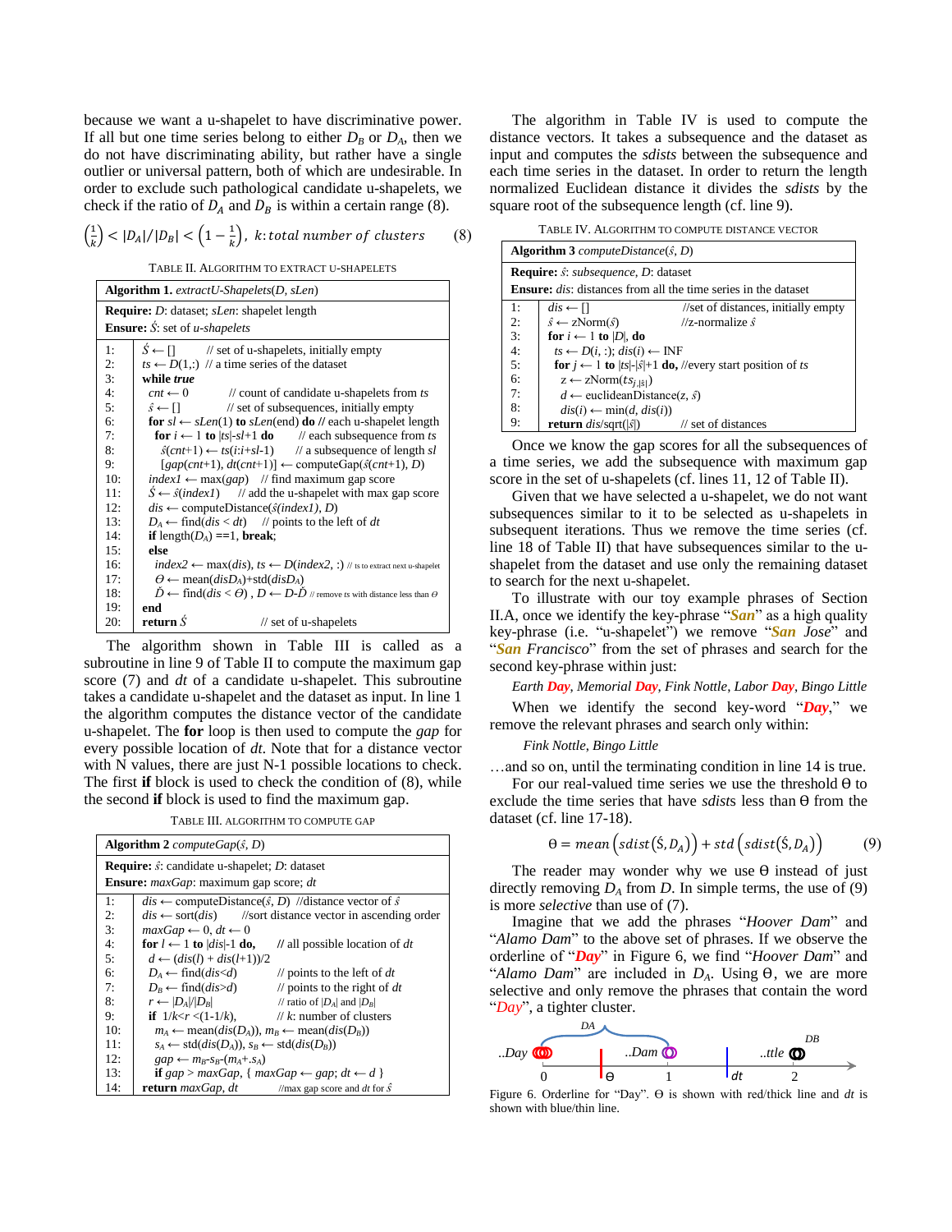because we want a u-shapelet to have discriminative power. If all but one time series belong to either $D_B$ or $D_A$, then we do not have discriminating ability, but rather have a single outlier or universal pattern, both of which are undesirable. In order to exclude such pathological candidate u-shapelets, we check if the ratio of $D_A$ and $D_B$ is within a certain range (8).

$$\left(\frac{1}{k}\right) < |D_A|/|D_B| < \left(1-\frac{1}{k}\right),\ k\text{: total number of clusters} \qquad (8)$$

TABLE II. ALGORITHM TO EXTRACT U-SHAPELETS

```
Algorithm 1. extractU-Shapelets(D, sLen)
Require: D: dataset; sLen: shapelet length
Ensure: Ŝ: set of u-shapelets

1:  Ŝ ← []            // set of u-shapelets, initially empty
2:  ts ← D(1,:)  // a time series of the dataset
3:  while true
4:    cnt ← 0          // count of candidate u-shapelets from ts
5:    ŝ ← []           // set of subsequences, initially empty
6:    for sl ← sLen(1) to sLen(end) do // each u-shapelet length
7:      for i ← 1 to |ts|-sl+1 do     // each subsequence from ts
8:        ŝ(cnt+1) ← ts(i:i+sl-1)     // a subsequence of length sl
9:        [gap(cnt+1), dt(cnt+1)] ← computeGap(ŝ(cnt+1), D)
10:   index1 ← max(gap)   // find maximum gap score
11:   Ŝ ← ŝ(index1)      // add the u-shapelet with max gap score
12:   dis ← computeDistance(ŝ(index1), D)
13:   D_A ← find(dis < dt)    // points to the left of dt
14:   if length(D_A) ==1, break;
15:   else
16:     index2 ← max(dis), ts ← D(index2, :) // ts to extract next u-shapelet
17:     Θ ← mean(disD_A)+std(disD_A)
18:     D̂ ← find(dis < Θ) , D ← D-D̂ // remove ts with distance less than Θ
19: end
20: return Ŝ                // set of u-shapelets
```

The algorithm shown in Table III is called as a subroutine in line 9 of Table II to compute the maximum gap score (7) and *dt* of a candidate u-shapelet. This subroutine takes a candidate u-shapelet and the dataset as input. In line 1 the algorithm computes the distance vector of the candidate u-shapelet. The **for** loop is then used to compute the *gap* for every possible location of *dt*. Note that for a distance vector with N values, there are just N-1 possible locations to check. The first **if** block is used to check the condition of (8), while the second **if** block is used to find the maximum gap.

TABLE III. ALGORITHM TO COMPUTE GAP

```
Algorithm 2 computeGap(ŝ, D)
Require: ŝ: candidate u-shapelet; D: dataset
Ensure: maxGap: maximum gap score; dt

1:  dis ← computeDistance(ŝ, D)  //distance vector of ŝ
2:  dis ← sort(dis)      //sort distance vector in ascending order
3:  maxGap ← 0, dt ← 0
4:  for l ← 1 to |dis|-1 do,     // all possible location of dt
5:    d ← (dis(l) + dis(l+1))/2
6:    D_A ← find(dis<d)           // points to the left of dt
7:    D_B ← find(dis>d)           // points to the right of dt
8:    r ← |D_A|/|D_B|             // ratio of |D_A| and |D_B|
9:    if 1/k<r <(1-1/k),          // k: number of clusters
10:     m_A ← mean(dis(D_A)), m_B ← mean(dis(D_B))
11:     s_A ← std(dis(D_A)), s_B ← std(dis(D_B))
12:     gap ← m_B-s_B-(m_A+s_A)
13:     if gap > maxGap, { maxGap ← gap; dt ← d }
14: return maxGap, dt         //max gap score and dt for ŝ
```

The algorithm in Table IV is used to compute the distance vectors. It takes a subsequence and the dataset as input and computes the *sdists* between the subsequence and each time series in the dataset. In order to return the length normalized Euclidean distance it divides the *sdists* by the square root of the subsequence length (cf. line 9).

TABLE IV. ALGORITHM TO COMPUTE DISTANCE VECTOR

```
Algorithm 3 computeDistance(ŝ, D)
Require: ŝ: subsequence, D: dataset
Ensure: dis: distances from all the time series in the dataset

1:  dis ← []                   //set of distances, initially empty
2:  ŝ ← zNorm(ŝ)               //z-normalize ŝ
3:  for i ← 1 to |D|, do
4:    ts ← D(i, :); dis(i) ← INF
5:    for j ← 1 to |ts|-|ŝ|+1 do, //every start position of ts
6:      z ← zNorm(ts_{j,|ŝ|})
7:      d ← euclideanDistance(z, ŝ)
8:      dis(i) ← min(d, dis(i))
9:  return dis/sqrt(|ŝ|)       // set of distances
```

Once we know the gap scores for all the subsequences of a time series, we add the subsequence with maximum gap score in the set of u-shapelets (cf. lines 11, 12 of Table II).

Given that we have selected a u-shapelet, we do not want subsequences similar to it to be selected as u-shapelets in subsequent iterations. Thus we remove the time series (cf. line 18 of Table II) that have subsequences similar to the u-shapelet from the dataset and use only the remaining dataset to search for the next u-shapelet.

To illustrate with our toy example phrases of Section II.A, once we identify the key-phrase "***San***" as a high quality key-phrase (i.e. "u-shapelet") we remove "***San** Jose*" and "***San** Francisco*" from the set of phrases and search for the second key-phrase within just:

*Earth **Day**, Memorial **Day**, Fink Nottle, Labor **Day**, Bingo Little*

When we identify the second key-word "***Day***," we remove the relevant phrases and search only within:

*Fink Nottle, Bingo Little*

…and so on, until the terminating condition in line 14 is true.

For our real-valued time series we use the threshold Θ to exclude the time series that have *sdists* less than Θ from the dataset (cf. line 17-18).

$$\Theta = mean\left(sdist(\hat{S}, D_A)\right) + std\left(sdist(\hat{S}, D_A)\right) \qquad (9)$$

The reader may wonder why we use Θ instead of just directly removing $D_A$ from $D$. In simple terms, the use of (9) is more *selective* than use of (7).

Imagine that we add the phrases "*Hoover Dam*" and "*Alamo Dam*" to the above set of phrases. If we observe the orderline of "***Day***" in Figure 6, we find "*Hoover Dam*" and "*Alamo Dam*" are included in $D_A$. Using Θ, we are more selective and only remove the phrases that contain the word "*Day*", a tighter cluster.

Figure 6. Orderline for "Day". Θ is shown with red/thick line and *dt* is shown with blue/thin line.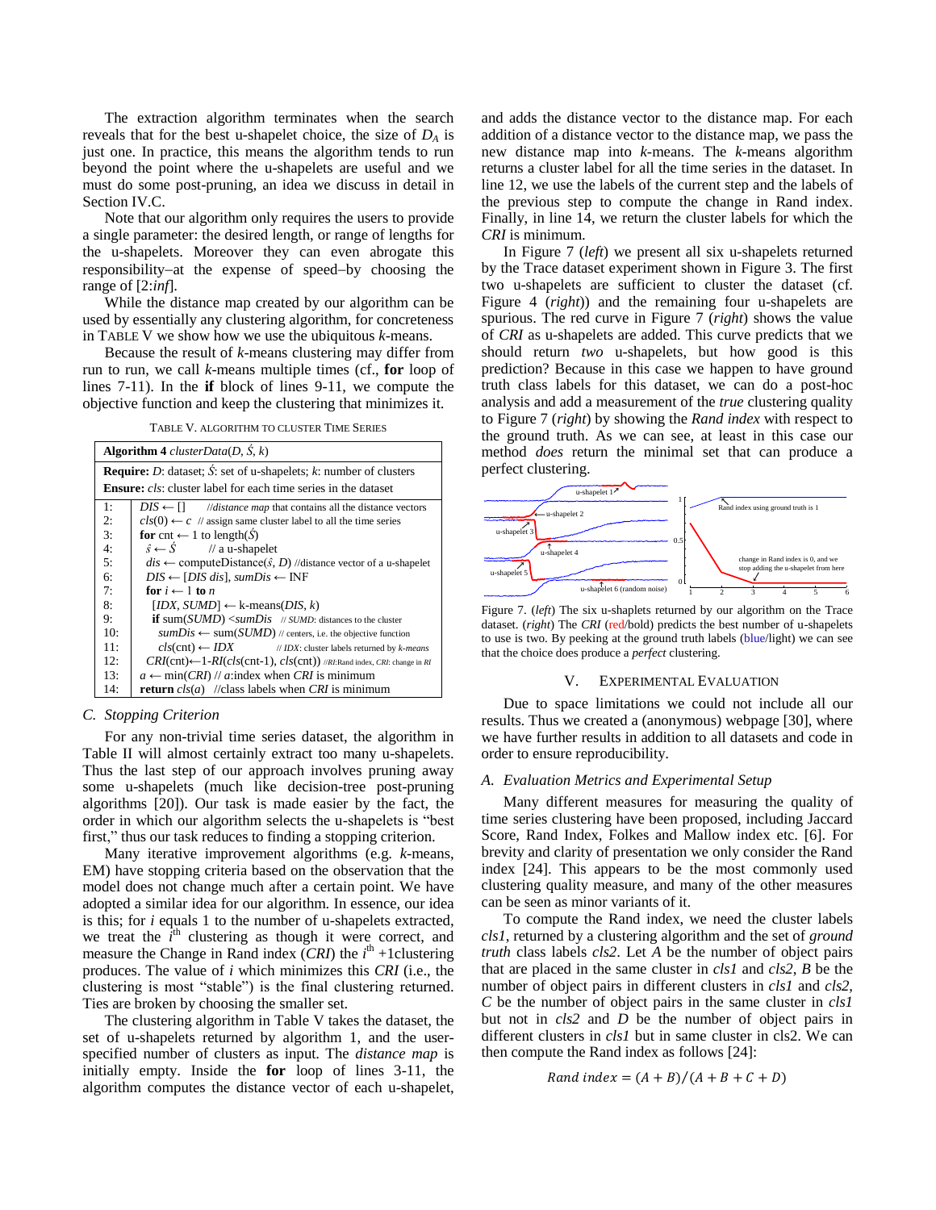The extraction algorithm terminates when the search reveals that for the best u-shapelet choice, the size of $D_A$ is just one. In practice, this means the algorithm tends to run beyond the point where the u-shapelets are useful and we must do some post-pruning, an idea we discuss in detail in Section IV.C.

Note that our algorithm only requires the users to provide a single parameter: the desired length, or range of lengths for the u-shapelets. Moreover they can even abrogate this responsibility–at the expense of speed–by choosing the range of [2:*inf*].

While the distance map created by our algorithm can be used by essentially any clustering algorithm, for concreteness in TABLE V we show how we use the ubiquitous *k*-means.

Because the result of *k*-means clustering may differ from run to run, we call *k*-means multiple times (cf., **for** loop of lines 7-11). In the **if** block of lines 9-11, we compute the objective function and keep the clustering that minimizes it.

TABLE V. ALGORITHM TO CLUSTER TIME SERIES

| **Algorithm 4** *clusterData*($D$, $\acute{S}$, $k$) | |
|---|---|
| **Require:** $D$: dataset; $\acute{S}$: set of u-shapelets; $k$: number of clusters | |
| **Ensure:** *cls*: cluster label for each time series in the dataset | |
| 1: | $DIS \leftarrow []$ //*distance map* that contains all the distance vectors |
| 2: | $cls(0) \leftarrow c$ // assign same cluster label to all the time series |
| 3: | **for** cnt $\leftarrow$ 1 to length($\acute{S}$) |
| 4: | $\hat{s} \leftarrow \acute{S}$ // a u-shapelet |
| 5: | $dis \leftarrow$ computeDistance($\hat{s}$, $D$) //distance vector of a u-shapelet |
| 6: | $DIS \leftarrow [DIS\ dis]$, $sumDis \leftarrow$ INF |
| 7: | **for** $i \leftarrow 1$ **to** $n$ |
| 8: | $[IDX, SUMD] \leftarrow$ k-means($DIS$, $k$) |
| 9: | **if** sum($SUMD$) < $sumDis$ // *SUMD*: distances to the cluster |
| 10: | $sumDis \leftarrow$ sum($SUMD$) // centers, i.e. the objective function |
| 11: | $cls$(cnt) $\leftarrow IDX$ // *IDX*: cluster labels returned by *k-means* |
| 12: | $CRI$(cnt)$\leftarrow$1-$RI$($cls$(cnt-1), $cls$(cnt)) //*RI*:Rand index, *CRI*: change in *RI* |
| 13: | $a \leftarrow$ min($CRI$) // $a$:index when $CRI$ is minimum |
| 14: | **return** $cls(a)$ //class labels when $CRI$ is minimum |

### C. Stopping Criterion

For any non-trivial time series dataset, the algorithm in Table II will almost certainly extract too many u-shapelets. Thus the last step of our approach involves pruning away some u-shapelets (much like decision-tree post-pruning algorithms [20]). Our task is made easier by the fact, the order in which our algorithm selects the u-shapelets is "best first," thus our task reduces to finding a stopping criterion.

Many iterative improvement algorithms (e.g. *k*-means, EM) have stopping criteria based on the observation that the model does not change much after a certain point. We have adopted a similar idea for our algorithm. In essence, our idea is this; for $i$ equals 1 to the number of u-shapelets extracted, we treat the $i^{th}$ clustering as though it were correct, and measure the Change in Rand index (*CRI*) the $i^{th}$ +1clustering produces. The value of $i$ which minimizes this *CRI* (i.e., the clustering is most "stable") is the final clustering returned. Ties are broken by choosing the smaller set.

The clustering algorithm in Table V takes the dataset, the set of u-shapelets returned by algorithm 1, and the user-specified number of clusters as input. The *distance map* is initially empty. Inside the **for** loop of lines 3-11, the algorithm computes the distance vector of each u-shapelet, and adds the distance vector to the distance map. For each addition of a distance vector to the distance map, we pass the new distance map into *k*-means. The *k*-means algorithm returns a cluster label for all the time series in the dataset. In line 12, we use the labels of the current step and the labels of the previous step to compute the change in Rand index. Finally, in line 14, we return the cluster labels for which the *CRI* is minimum.

In Figure 7 (*left*) we present all six u-shapelets returned by the Trace dataset experiment shown in Figure 3. The first two u-shapelets are sufficient to cluster the dataset (cf. Figure 4 (*right*)) and the remaining four u-shapelets are spurious. The red curve in Figure 7 (*right*) shows the value of *CRI* as u-shapelets are added. This curve predicts that we should return *two* u-shapelets, but how good is this prediction? Because in this case we happen to have ground truth class labels for this dataset, we can do a post-hoc analysis and add a measurement of the ***true*** clustering quality to Figure 7 (*right*) by showing the *Rand index* with respect to the ground truth. As we can see, at least in this case our method *does* return the minimal set that can produce a perfect clustering.

Figure 7. (*left*) The six u-shaplets returned by our algorithm on the Trace dataset. (*right*) The *CRI* (red/bold) predicts the best number of u-shapelets to use is two. By peeking at the ground truth labels (blue/light) we can see that the choice does produce a *perfect* clustering.

## V. Experimental Evaluation

Due to space limitations we could not include all our results. Thus we created a (anonymous) webpage [30], where we have further results in addition to all datasets and code in order to ensure reproducibility.

### A. Evaluation Metrics and Experimental Setup

Many different measures for measuring the quality of time series clustering have been proposed, including Jaccard Score, Rand Index, Folkes and Mallow index etc. [6]. For brevity and clarity of presentation we only consider the Rand index [24]. This appears to be the most commonly used clustering quality measure, and many of the other measures can be seen as minor variants of it.

To compute the Rand index, we need the cluster labels *cls1*, returned by a clustering algorithm and the set of *ground truth* class labels *cls2*. Let $A$ be the number of object pairs that are placed in the same cluster in *cls1* and *cls2*, $B$ be the number of object pairs in different clusters in *cls1* and *cls2*, $C$ be the number of object pairs in the same cluster in *cls1* but not in *cls2* and $D$ be the number of object pairs in different clusters in *cls1* but in same cluster in cls2. We can then compute the Rand index as follows [24]:

$$Rand\ index = (A + B)/(A + B + C + D)$$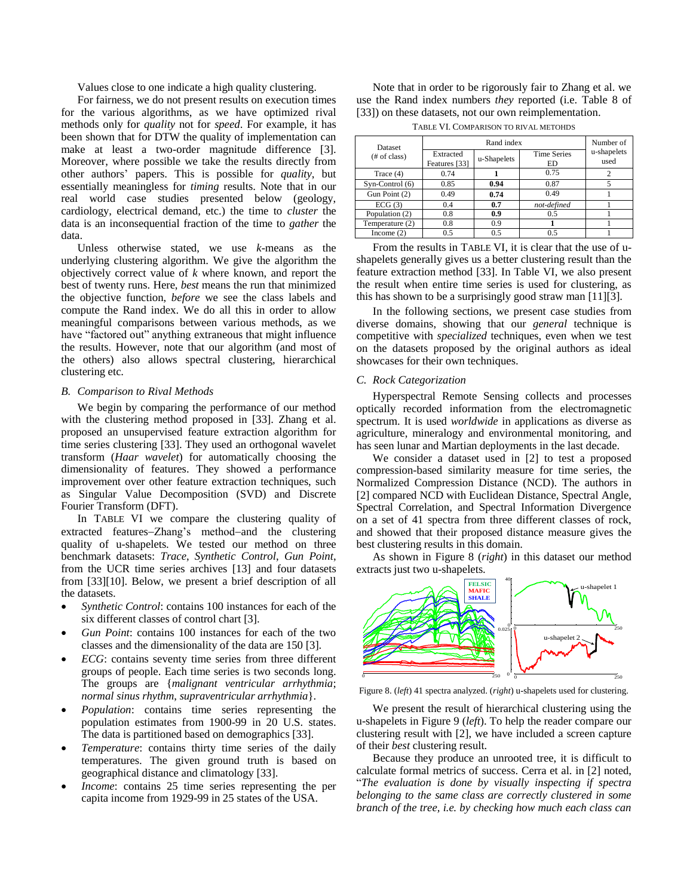Values close to one indicate a high quality clustering.

For fairness, we do not present results on execution times for the various algorithms, as we have optimized rival methods only for *quality* not for *speed*. For example, it has been shown that for DTW the quality of implementation can make at least a two-order magnitude difference [3]. Moreover, where possible we take the results directly from other authors' papers. This is possible for *quality*, but essentially meaningless for *timing* results. Note that in our real world case studies presented below (geology, cardiology, electrical demand, etc.) the time to *cluster* the data is an inconsequential fraction of the time to *gather* the data.

Unless otherwise stated, we use *k*-means as the underlying clustering algorithm. We give the algorithm the objectively correct value of *k* where known, and report the best of twenty runs. Here, *best* means the run that minimized the objective function, *before* we see the class labels and compute the Rand index. We do all this in order to allow meaningful comparisons between various methods, as we have "factored out" anything extraneous that might influence the results. However, note that our algorithm (and most of the others) also allows spectral clustering, hierarchical clustering etc.

### B. Comparison to Rival Methods

We begin by comparing the performance of our method with the clustering method proposed in [33]. Zhang et al. proposed an unsupervised feature extraction algorithm for time series clustering [33]. They used an orthogonal wavelet transform (*Haar wavelet*) for automatically choosing the dimensionality of features. They showed a performance improvement over other feature extraction techniques, such as Singular Value Decomposition (SVD) and Discrete Fourier Transform (DFT).

In TABLE VI we compare the clustering quality of extracted features–Zhang's method–and the clustering quality of u-shapelets. We tested our method on three benchmark datasets: *Trace*, *Synthetic Control*, *Gun Point*, from the UCR time series archives [13] and four datasets from [33][10]. Below, we present a brief description of all the datasets.

- *Synthetic Control*: contains 100 instances for each of the six different classes of control chart [3].
- *Gun Point*: contains 100 instances for each of the two classes and the dimensionality of the data are 150 [3].
- *ECG*: contains seventy time series from three different groups of people. Each time series is two seconds long. The groups are {*malignant ventricular arrhythmia*; *normal sinus rhythm*, *supraventricular arrhythmia*}.
- *Population*: contains time series representing the population estimates from 1900-99 in 20 U.S. states. The data is partitioned based on demographics [33].
- *Temperature*: contains thirty time series of the daily temperatures. The given ground truth is based on geographical distance and climatology [33].
- *Income*: contains 25 time series representing the per capita income from 1929-99 in 25 states of the USA.

Note that in order to be rigorously fair to Zhang et al. we use the Rand index numbers *they* reported (i.e. Table 8 of [33]) on these datasets, not our own reimplementation.

TABLE VI. COMPARISON TO RIVAL METOHDS

| Dataset (# of class) | Rand index | | | Number of u-shapelets used |
|---|---|---|---|---|
| | Extracted Features [33] | u-Shapelets | Time Series ED | |
| Trace (4) | 0.74 | **1** | 0.75 | 2 |
| Syn-Control (6) | 0.85 | **0.94** | 0.87 | 5 |
| Gun Point (2) | 0.49 | **0.74** | 0.49 | 1 |
| ECG (3) | 0.4 | **0.7** | *not-defined* | 1 |
| Population (2) | 0.8 | **0.9** | 0.5 | 1 |
| Temperature (2) | 0.8 | 0.9 | **1** | 1 |
| Income (2) | 0.5 | 0.5 | 0.5 | 1 |

From the results in TABLE VI, it is clear that the use of u-shapelets generally gives us a better clustering result than the feature extraction method [33]. In Table VI, we also present the result when entire time series is used for clustering, as this has shown to be a surprisingly good straw man [11][3].

In the following sections, we present case studies from diverse domains, showing that our *general* technique is competitive with *specialized* techniques, even when we test on the datasets proposed by the original authors as ideal showcases for their own techniques.

### C. Rock Categorization

Hyperspectral Remote Sensing collects and processes optically recorded information from the electromagnetic spectrum. It is used *worldwide* in applications as diverse as agriculture, mineralogy and environmental monitoring, and has seen lunar and Martian deployments in the last decade.

We consider a dataset used in [2] to test a proposed compression-based similarity measure for time series, the Normalized Compression Distance (NCD). The authors in [2] compared NCD with Euclidean Distance, Spectral Angle, Spectral Correlation, and Spectral Information Divergence on a set of 41 spectra from three different classes of rock, and showed that their proposed distance measure gives the best clustering results in this domain.

As shown in Figure 8 (*right*) in this dataset our method extracts just two u-shapelets.

Figure 8. (*left*) 41 spectra analyzed. (*right*) u-shapelets used for clustering.

We present the result of hierarchical clustering using the u-shapelets in Figure 9 (*left*). To help the reader compare our clustering result with [2], we have included a screen capture of their *best* clustering result.

Because they produce an unrooted tree, it is difficult to calculate formal metrics of success. Cerra et al. in [2] noted, "*The evaluation is done by visually inspecting if spectra belonging to the same class are correctly clustered in some branch of the tree, i.e. by checking how much each class can*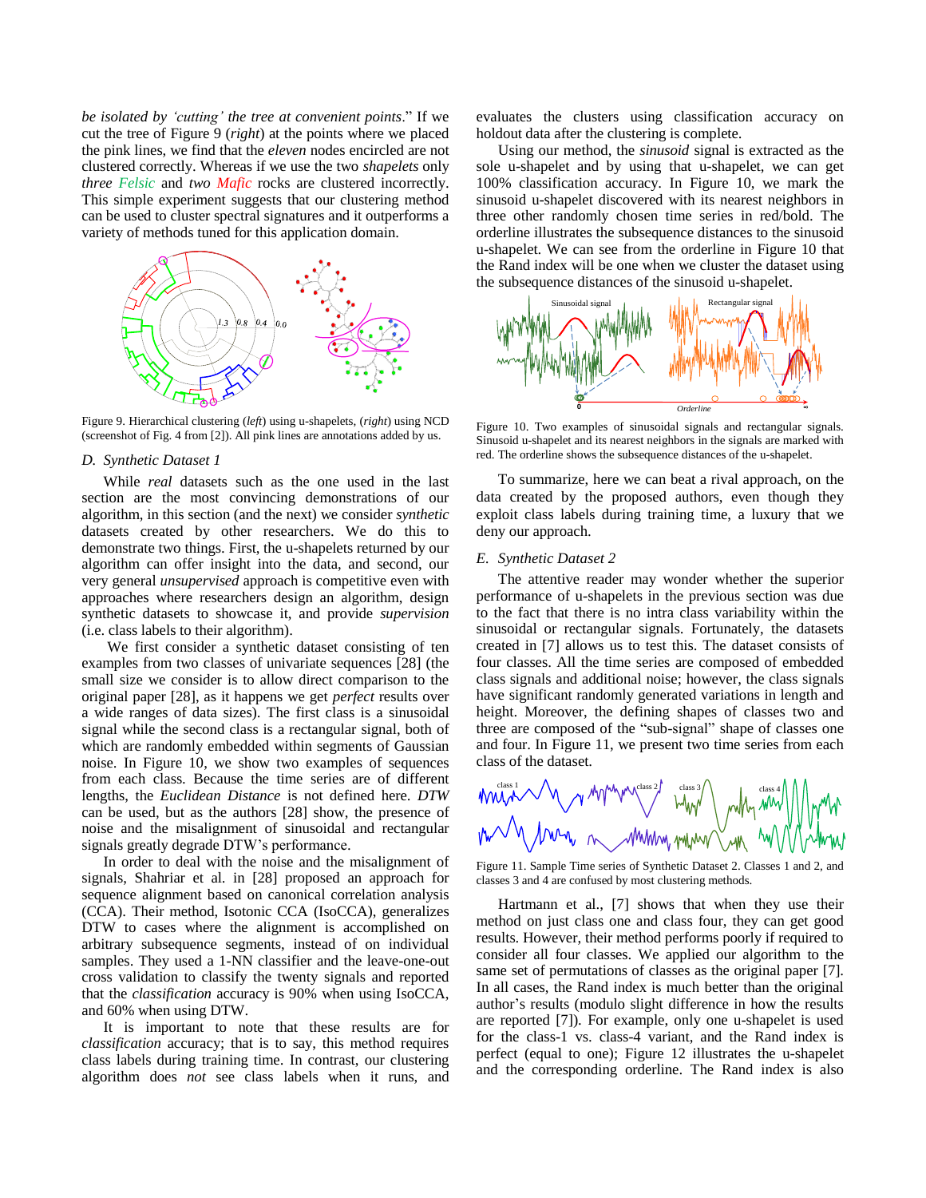*be isolated by 'cutting' the tree at convenient points*." If we cut the tree of Figure 9 (*right*) at the points where we placed the pink lines, we find that the *eleven* nodes encircled are not clustered correctly. Whereas if we use the two *shapelets* only *three* *Felsic* and *two* *Mafic* rocks are clustered incorrectly. This simple experiment suggests that our clustering method can be used to cluster spectral signatures and it outperforms a variety of methods tuned for this application domain.

Figure 9. Hierarchical clustering (*left*) using u-shapelets, (*right*) using NCD (screenshot of Fig. 4 from [2]). All pink lines are annotations added by us.

### D. Synthetic Dataset 1

While *real* datasets such as the one used in the last section are the most convincing demonstrations of our algorithm, in this section (and the next) we consider *synthetic* datasets created by other researchers. We do this to demonstrate two things. First, the u-shapelets returned by our algorithm can offer insight into the data, and second, our very general *unsupervised* approach is competitive even with approaches where researchers design an algorithm, design synthetic datasets to showcase it, and provide *supervision* (i.e. class labels to their algorithm).

We first consider a synthetic dataset consisting of ten examples from two classes of univariate sequences [28] (the small size we consider is to allow direct comparison to the original paper [28], as it happens we get *perfect* results over a wide ranges of data sizes). The first class is a sinusoidal signal while the second class is a rectangular signal, both of which are randomly embedded within segments of Gaussian noise. In Figure 10, we show two examples of sequences from each class. Because the time series are of different lengths, the *Euclidean Distance* is not defined here. *DTW* can be used, but as the authors [28] show, the presence of noise and the misalignment of sinusoidal and rectangular signals greatly degrade DTW's performance.

In order to deal with the noise and the misalignment of signals, Shahriar et al. in [28] proposed an approach for sequence alignment based on canonical correlation analysis (CCA). Their method, Isotonic CCA (IsoCCA), generalizes DTW to cases where the alignment is accomplished on arbitrary subsequence segments, instead of on individual samples. They used a 1-NN classifier and the leave-one-out cross validation to classify the twenty signals and reported that the *classification* accuracy is 90% when using IsoCCA, and 60% when using DTW.

It is important to note that these results are for *classification* accuracy; that is to say, this method requires class labels during training time. In contrast, our clustering algorithm does *not* see class labels when it runs, and evaluates the clusters using classification accuracy on holdout data after the clustering is complete.

Using our method, the *sinusoid* signal is extracted as the sole u-shapelet and by using that u-shapelet, we can get 100% classification accuracy. In Figure 10, we mark the sinusoid u-shapelet discovered with its nearest neighbors in three other randomly chosen time series in red/bold. The orderline illustrates the subsequence distances to the sinusoid u-shapelet. We can see from the orderline in Figure 10 that the Rand index will be one when we cluster the dataset using the subsequence distances of the sinusoid u-shapelet.

Figure 10. Two examples of sinusoidal signals and rectangular signals. Sinusoid u-shapelet and its nearest neighbors in the signals are marked with red. The orderline shows the subsequence distances of the u-shapelet.

To summarize, here we can beat a rival approach, on the data created by the proposed authors, even though they exploit class labels during training time, a luxury that we deny our approach.

### E. Synthetic Dataset 2

The attentive reader may wonder whether the superior performance of u-shapelets in the previous section was due to the fact that there is no intra class variability within the sinusoidal or rectangular signals. Fortunately, the datasets created in [7] allows us to test this. The dataset consists of four classes. All the time series are composed of embedded class signals and additional noise; however, the class signals have significant randomly generated variations in length and height. Moreover, the defining shapes of classes two and three are composed of the "sub-signal" shape of classes one and four. In Figure 11, we present two time series from each class of the dataset.

Figure 11. Sample Time series of Synthetic Dataset 2. Classes 1 and 2, and classes 3 and 4 are confused by most clustering methods.

Hartmann et al., [7] shows that when they use their method on just class one and class four, they can get good results. However, their method performs poorly if required to consider all four classes. We applied our algorithm to the same set of permutations of classes as the original paper [7]. In all cases, the Rand index is much better than the original author's results (modulo slight difference in how the results are reported [7]). For example, only one u-shapelet is used for the class-1 vs. class-4 variant, and the Rand index is perfect (equal to one); Figure 12 illustrates the u-shapelet and the corresponding orderline. The Rand index is also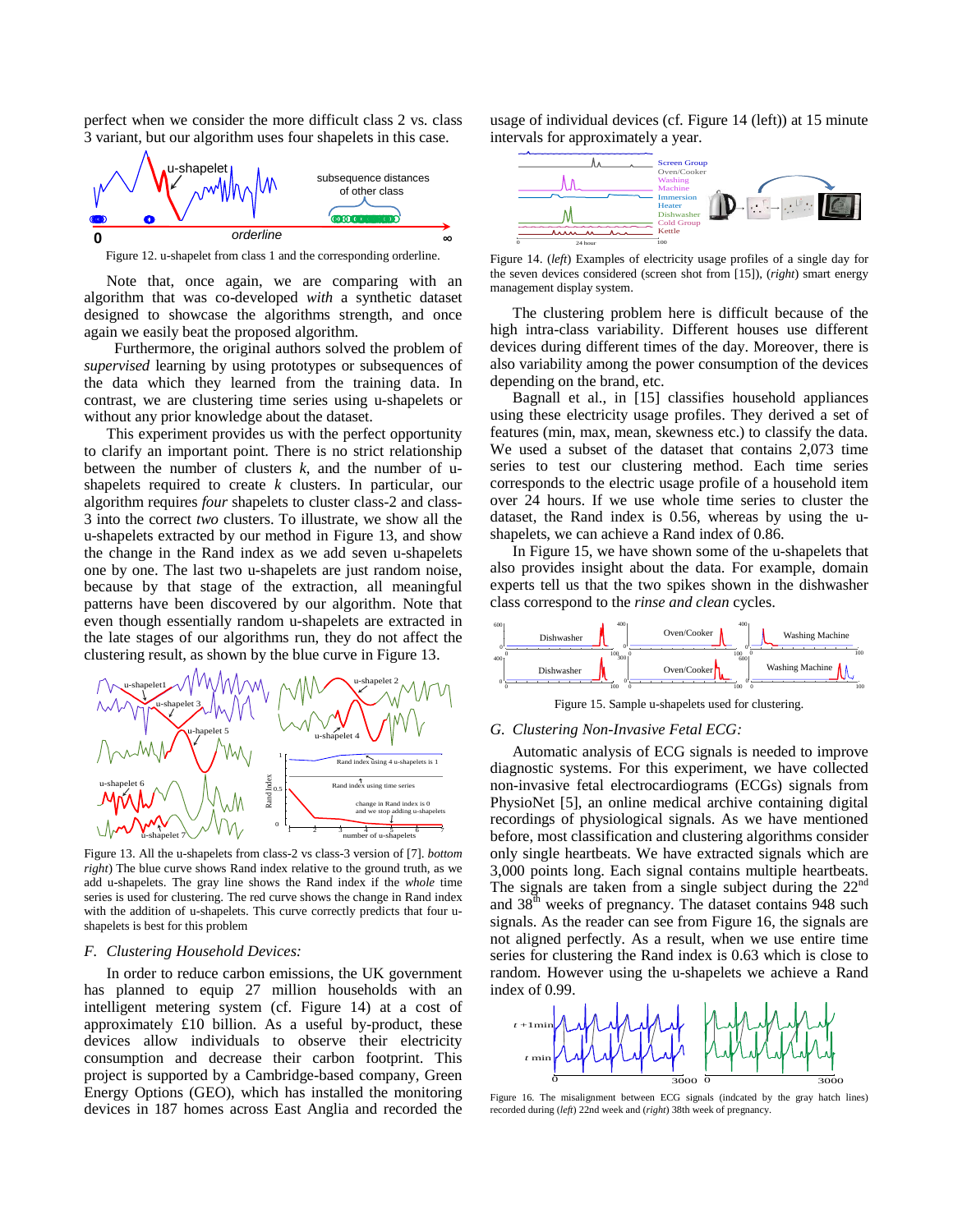perfect when we consider the more difficult class 2 vs. class 3 variant, but our algorithm uses four shapelets in this case.

Figure 12. u-shapelet from class 1 and the corresponding orderline.

Note that, once again, we are comparing with an algorithm that was co-developed *with* a synthetic dataset designed to showcase the algorithms strength, and once again we easily beat the proposed algorithm.

Furthermore, the original authors solved the problem of *supervised* learning by using prototypes or subsequences of the data which they learned from the training data. In contrast, we are clustering time series using u-shapelets or without any prior knowledge about the dataset.

This experiment provides us with the perfect opportunity to clarify an important point. There is no strict relationship between the number of clusters *k*, and the number of u-shapelets required to create *k* clusters. In particular, our algorithm requires *four* shapelets to cluster class-2 and class-3 into the correct *two* clusters. To illustrate, we show all the u-shapelets extracted by our method in Figure 13, and show the change in the Rand index as we add seven u-shapelets one by one. The last two u-shapelets are just random noise, because by that stage of the extraction, all meaningful patterns have been discovered by our algorithm. Note that even though essentially random u-shapelets are extracted in the late stages of our algorithms run, they do not affect the clustering result, as shown by the blue curve in Figure 13.

Figure 13. All the u-shapelets from class-2 vs class-3 version of [7]. *bottom right*) The blue curve shows Rand index relative to the ground truth, as we add u-shapelets. The gray line shows the Rand index if the *whole* time series is used for clustering. The red curve shows the change in Rand index with the addition of u-shapelets. This curve correctly predicts that four u-shapelets is best for this problem

### F. Clustering Household Devices:

In order to reduce carbon emissions, the UK government has planned to equip 27 million households with an intelligent metering system (cf. Figure 14) at a cost of approximately £10 billion. As a useful by-product, these devices allow individuals to observe their electricity consumption and decrease their carbon footprint. This project is supported by a Cambridge-based company, Green Energy Options (GEO), which has installed the monitoring devices in 187 homes across East Anglia and recorded the usage of individual devices (cf. Figure 14 (left)) at 15 minute intervals for approximately a year.

Figure 14. (*left*) Examples of electricity usage profiles of a single day for the seven devices considered (screen shot from [15]), (*right*) smart energy management display system.

The clustering problem here is difficult because of the high intra-class variability. Different houses use different devices during different times of the day. Moreover, there is also variability among the power consumption of the devices depending on the brand, etc.

Bagnall et al., in [15] classifies household appliances using these electricity usage profiles. They derived a set of features (min, max, mean, skewness etc.) to classify the data. We used a subset of the dataset that contains 2,073 time series to test our clustering method. Each time series corresponds to the electric usage profile of a household item over 24 hours. If we use whole time series to cluster the dataset, the Rand index is 0.56, whereas by using the u-shapelets, we can achieve a Rand index of 0.86.

In Figure 15, we have shown some of the u-shapelets that also provides insight about the data. For example, domain experts tell us that the two spikes shown in the dishwasher class correspond to the *rinse and clean* cycles.

Figure 15. Sample u-shapelets used for clustering.

### G. Clustering Non-Invasive Fetal ECG:

Automatic analysis of ECG signals is needed to improve diagnostic systems. For this experiment, we have collected non-invasive fetal electrocardiograms (ECGs) signals from PhysioNet [5], an online medical archive containing digital recordings of physiological signals. As we have mentioned before, most classification and clustering algorithms consider only single heartbeats. We have extracted signals which are 3,000 points long. Each signal contains multiple heartbeats. The signals are taken from a single subject during the 22$^{nd}$ and 38$^{th}$ weeks of pregnancy. The dataset contains 948 such signals. As the reader can see from Figure 16, the signals are not aligned perfectly. As a result, when we use entire time series for clustering the Rand index is 0.63 which is close to random. However using the u-shapelets we achieve a Rand index of 0.99.

Figure 16. The misalignment between ECG signals (indcated by the gray hatch lines) recorded during (*left*) 22nd week and (*right*) 38th week of pregnancy.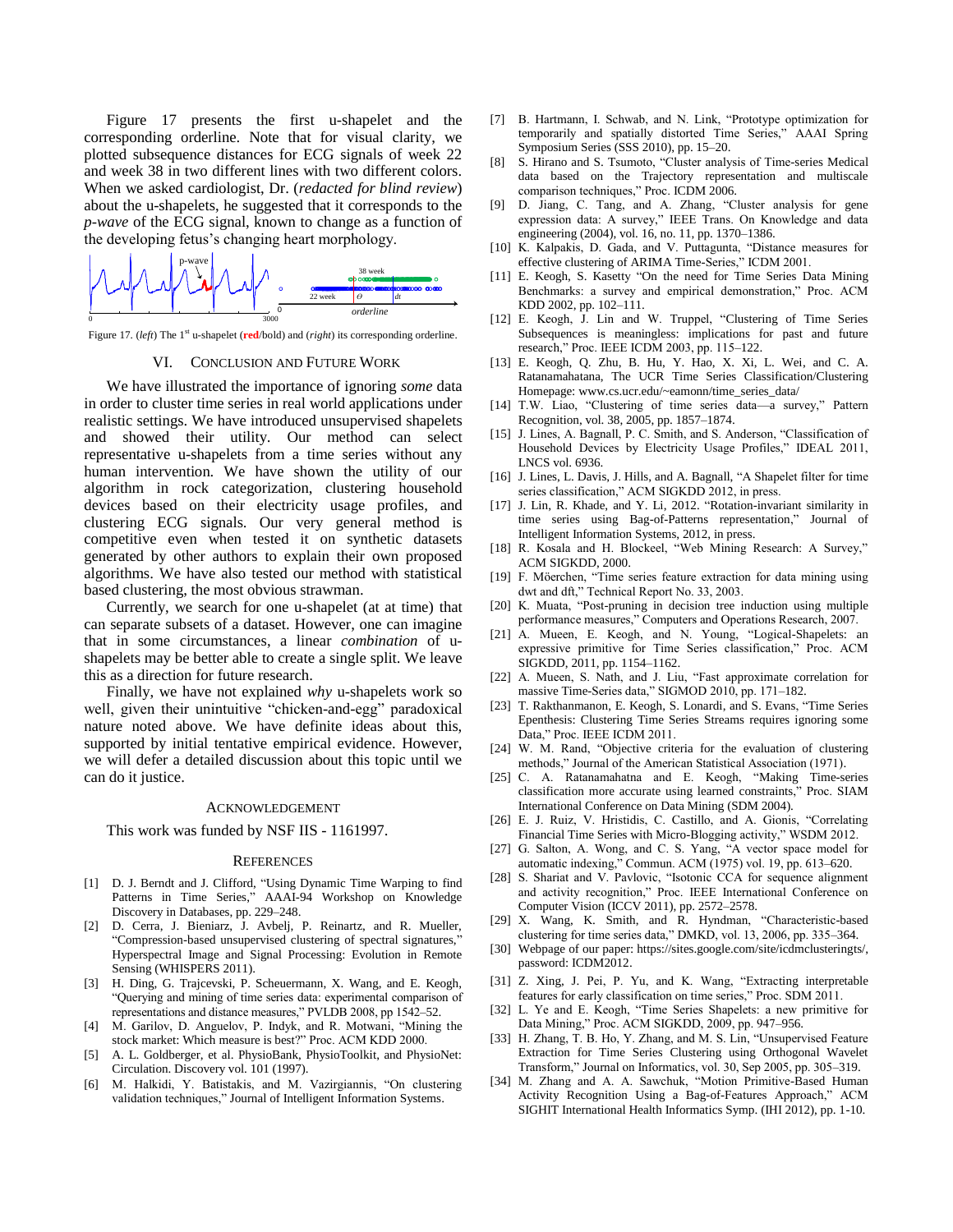Figure 17 presents the first u-shapelet and the corresponding orderline. Note that for visual clarity, we plotted subsequence distances for ECG signals of week 22 and week 38 in two different lines with two different colors. When we asked cardiologist, Dr. (*redacted for blind review*) about the u-shapelets, he suggested that it corresponds to the *p-wave* of the ECG signal, known to change as a function of the developing fetus's changing heart morphology.

p-wave
0
3000
38 week
22 week
θ
dt
0
orderline

Figure 17. (*left*) The 1st u-shapelet (**red**/bold) and (*right*) its corresponding orderline.

## VI. Conclusion and Future Work

We have illustrated the importance of ignoring *some* data in order to cluster time series in real world applications under realistic settings. We have introduced unsupervised shapelets and showed their utility. Our method can select representative u-shapelets from a time series without any human intervention. We have shown the utility of our algorithm in rock categorization, clustering household devices based on their electricity usage profiles, and clustering ECG signals. Our very general method is competitive even when tested it on synthetic datasets generated by other authors to explain their own proposed algorithms. We have also tested our method with statistical based clustering, the most obvious strawman.

Currently, we search for one u-shapelet (at at time) that can separate subsets of a dataset. However, one can imagine that in some circumstances, a linear *combination* of u-shapelets may be better able to create a single split. We leave this as a direction for future research.

Finally, we have not explained *why* u-shapelets work so well, given their unintuitive "chicken-and-egg" paradoxical nature noted above. We have definite ideas about this, supported by initial tentative empirical evidence. However, we will defer a detailed discussion about this topic until we can do it justice.

## Acknowledgement

This work was funded by NSF IIS - 1161997.

## References

[1] D. J. Berndt and J. Clifford, "Using Dynamic Time Warping to find Patterns in Time Series," AAAI-94 Workshop on Knowledge Discovery in Databases, pp. 229–248.

[2] D. Cerra, J. Bieniarz, J. Avbelj, P. Reinartz, and R. Mueller, "Compression-based unsupervised clustering of spectral signatures," Hyperspectral Image and Signal Processing: Evolution in Remote Sensing (WHISPERS 2011).

[3] H. Ding, G. Trajcevski, P. Scheuermann, X. Wang, and E. Keogh, "Querying and mining of time series data: experimental comparison of representations and distance measures," PVLDB 2008, pp 1542–52.

[4] M. Garilov, D. Anguelov, P. Indyk, and R. Motwani, "Mining the stock market: Which measure is best?" Proc. ACM KDD 2000.

[5] A. L. Goldberger, et al. PhysioBank, PhysioToolkit, and PhysioNet: Circulation. Discovery vol. 101 (1997).

[6] M. Halkidi, Y. Batistakis, and M. Vazirgiannis, "On clustering validation techniques," Journal of Intelligent Information Systems.

[7] B. Hartmann, I. Schwab, and N. Link, "Prototype optimization for temporarily and spatially distorted Time Series," AAAI Spring Symposium Series (SSS 2010), pp. 15–20.

[8] S. Hirano and S. Tsumoto, "Cluster analysis of Time-series Medical data based on the Trajectory representation and multiscale comparison techniques," Proc. ICDM 2006.

[9] D. Jiang, C. Tang, and A. Zhang, "Cluster analysis for gene expression data: A survey," IEEE Trans. On Knowledge and data engineering (2004), vol. 16, no. 11, pp. 1370–1386.

[10] K. Kalpakis, D. Gada, and V. Puttagunta, "Distance measures for effective clustering of ARIMA Time-Series," ICDM 2001.

[11] E. Keogh, S. Kasetty "On the need for Time Series Data Mining Benchmarks: a survey and empirical demonstration," Proc. ACM KDD 2002, pp. 102–111.

[12] E. Keogh, J. Lin and W. Truppel, "Clustering of Time Series Subsequences is meaningless: implications for past and future research," Proc. IEEE ICDM 2003, pp. 115–122.

[13] E. Keogh, Q. Zhu, B. Hu, Y. Hao, X. Xi, L. Wei, and C. A. Ratanamahatana, The UCR Time Series Classification/Clustering Homepage: www.cs.ucr.edu/~eamonn/time_series_data/

[14] T.W. Liao, "Clustering of time series data—a survey," Pattern Recognition, vol. 38, 2005, pp. 1857–1874.

[15] J. Lines, A. Bagnall, P. C. Smith, and S. Anderson, "Classification of Household Devices by Electricity Usage Profiles," IDEAL 2011, LNCS vol. 6936.

[16] J. Lines, L. Davis, J. Hills, and A. Bagnall, "A Shapelet filter for time series classification," ACM SIGKDD 2012, in press.

[17] J. Lin, R. Khade, and Y. Li, 2012. "Rotation-invariant similarity in time series using Bag-of-Patterns representation," Journal of Intelligent Information Systems, 2012, in press.

[18] R. Kosala and H. Blockeel, "Web Mining Research: A Survey," ACM SIGKDD, 2000.

[19] F. Möerchen, "Time series feature extraction for data mining using dwt and dft," Technical Report No. 33, 2003.

[20] K. Muata, "Post-pruning in decision tree induction using multiple performance measures," Computers and Operations Research, 2007.

[21] A. Mueen, E. Keogh, and N. Young, "Logical-Shapelets: an expressive primitive for Time Series classification," Proc. ACM SIGKDD, 2011, pp. 1154–1162.

[22] A. Mueen, S. Nath, and J. Liu, "Fast approximate correlation for massive Time-Series data," SIGMOD 2010, pp. 171–182.

[23] T. Rakthanmanon, E. Keogh, S. Lonardi, and S. Evans, "Time Series Epenthesis: Clustering Time Series Streams requires ignoring some Data," Proc. IEEE ICDM 2011.

[24] W. M. Rand, "Objective criteria for the evaluation of clustering methods," Journal of the American Statistical Association (1971).

[25] C. A. Ratanamahatna and E. Keogh, "Making Time-series classification more accurate using learned constraints," Proc. SIAM International Conference on Data Mining (SDM 2004).

[26] E. J. Ruiz, V. Hristidis, C. Castillo, and A. Gionis, "Correlating Financial Time Series with Micro-Blogging activity," WSDM 2012.

[27] G. Salton, A. Wong, and C. S. Yang, "A vector space model for automatic indexing," Commun. ACM (1975) vol. 19, pp. 613–620.

[28] S. Shariat and V. Pavlovic, "Isotonic CCA for sequence alignment and activity recognition," Proc. IEEE International Conference on Computer Vision (ICCV 2011), pp. 2572–2578.

[29] X. Wang, K. Smith, and R. Hyndman, "Characteristic-based clustering for time series data," DMKD, vol. 13, 2006, pp. 335–364.

[30] Webpage of our paper: https://sites.google.com/site/icdmclusteringts/, password: ICDM2012.

[31] Z. Xing, J. Pei, P. Yu, and K. Wang, "Extracting interpretable features for early classification on time series," Proc. SDM 2011.

[32] L. Ye and E. Keogh, "Time Series Shapelets: a new primitive for Data Mining," Proc. ACM SIGKDD, 2009, pp. 947–956.

[33] H. Zhang, T. B. Ho, Y. Zhang, and M. S. Lin, "Unsupervised Feature Extraction for Time Series Clustering using Orthogonal Wavelet Transform," Journal on Informatics, vol. 30, Sep 2005, pp. 305–319.

[34] M. Zhang and A. A. Sawchuk, "Motion Primitive-Based Human Activity Recognition Using a Bag-of-Features Approach," ACM SIGHIT International Health Informatics Symp. (IHI 2012), pp. 1-10.